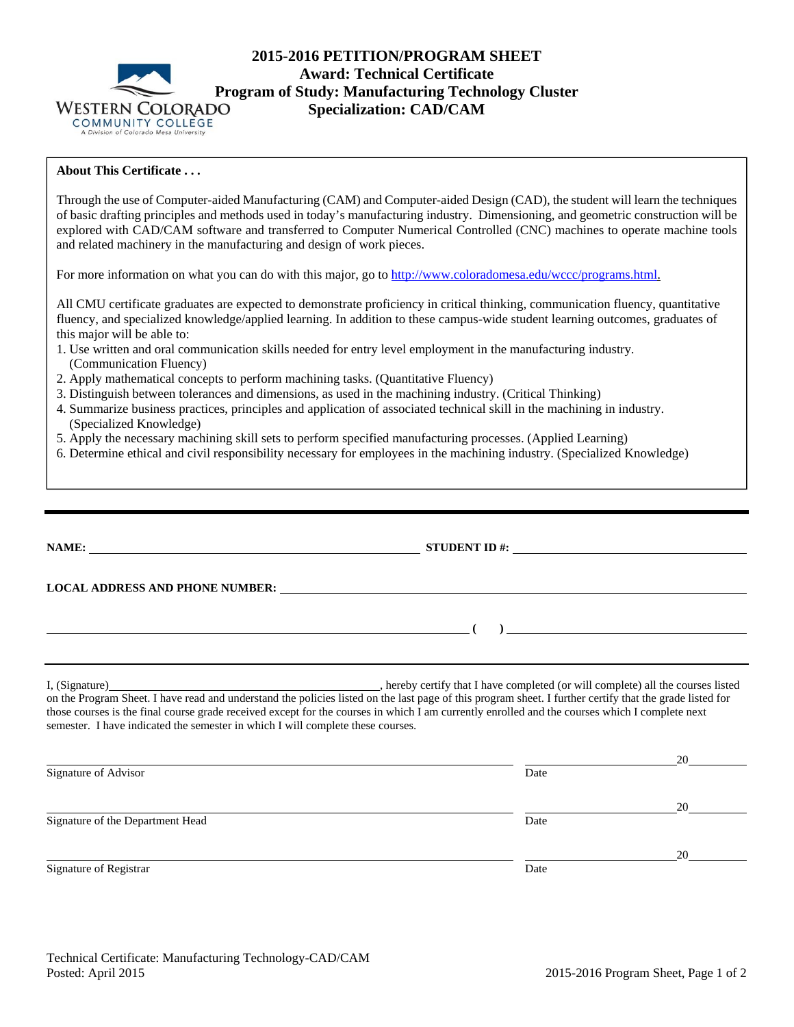# 2015-2016 PETITION/PROGRAM SHEET

## Award: Technical Certificate
## Program of Study: Manufacturing Technology Cluster
## Specialization: CAD/CAM

**About This Certificate . . .**

Through the use of Computer-aided Manufacturing (CAM) and Computer-aided Design (CAD), the student will learn the techniques of basic drafting principles and methods used in today's manufacturing industry. Dimensioning, and geometric construction will be explored with CAD/CAM software and transferred to Computer Numerical Controlled (CNC) machines to operate machine tools and related machinery in the manufacturing and design of work pieces.

For more information on what you can do with this major, go to http://www.coloradomesa.edu/wccc/programs.html.

All CMU certificate graduates are expected to demonstrate proficiency in critical thinking, communication fluency, quantitative fluency, and specialized knowledge/applied learning. In addition to these campus-wide student learning outcomes, graduates of this major will be able to:

1. Use written and oral communication skills needed for entry level employment in the manufacturing industry. (Communication Fluency)
2. Apply mathematical concepts to perform machining tasks. (Quantitative Fluency)
3. Distinguish between tolerances and dimensions, as used in the machining industry. (Critical Thinking)
4. Summarize business practices, principles and application of associated technical skill in the machining in industry. (Specialized Knowledge)
5. Apply the necessary machining skill sets to perform specified manufacturing processes. (Applied Learning)
6. Determine ethical and civil responsibility necessary for employees in the machining industry. (Specialized Knowledge)

---

**NAME:** ______________________________ **STUDENT ID #:** ______________________

**LOCAL ADDRESS AND PHONE NUMBER:** ______________________________________

______________________________________ ( ) ______________________

---

I, (Signature)______________________________, hereby certify that I have completed (or will complete) all the courses listed on the Program Sheet. I have read and understand the policies listed on the last page of this program sheet. I further certify that the grade listed for those courses is the final course grade received except for the courses in which I am currently enrolled and the courses which I complete next semester. I have indicated the semester in which I will complete these courses.

______________________________________ ______________ 20______
Signature of Advisor Date

______________________________________ ______________ 20______
Signature of the Department Head Date

______________________________________ ______________ 20______
Signature of Registrar Date

Technical Certificate: Manufacturing Technology-CAD/CAM
Posted: April 2015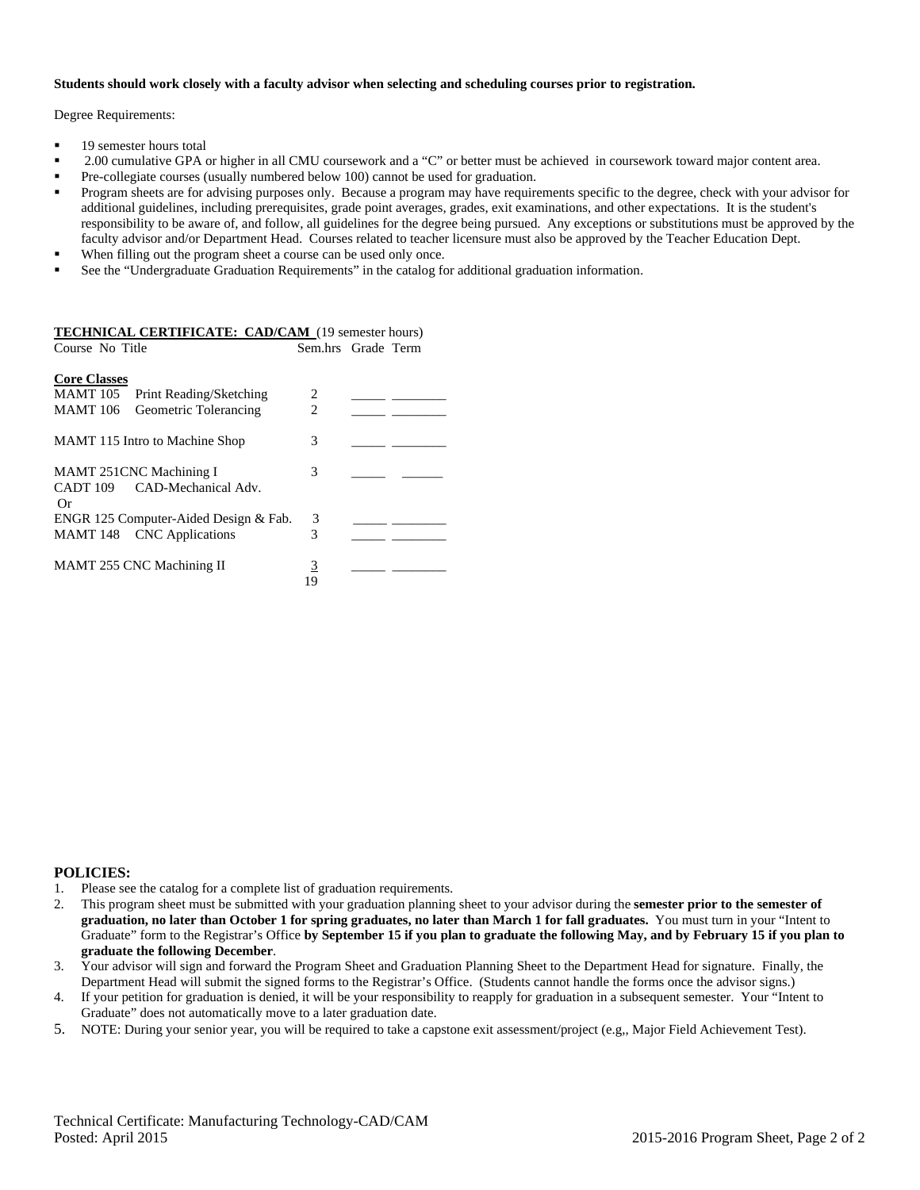**Students should work closely with a faculty advisor when selecting and scheduling courses prior to registration.**

Degree Requirements:

- 19 semester hours total
- 2.00 cumulative GPA or higher in all CMU coursework and a "C" or better must be achieved in coursework toward major content area.
- Pre-collegiate courses (usually numbered below 100) cannot be used for graduation.
- Program sheets are for advising purposes only. Because a program may have requirements specific to the degree, check with your advisor for additional guidelines, including prerequisites, grade point averages, grades, exit examinations, and other expectations. It is the student's responsibility to be aware of, and follow, all guidelines for the degree being pursued. Any exceptions or substitutions must be approved by the faculty advisor and/or Department Head. Courses related to teacher licensure must also be approved by the Teacher Education Dept.
- When filling out the program sheet a course can be used only once.
- See the "Undergraduate Graduation Requirements" in the catalog for additional graduation information.

**TECHNICAL CERTIFICATE: CAD/CAM** (19 semester hours)

| Course No Title | Sem.hrs | Grade | Term |
|---|---|---|---|
| **Core Classes** | | | |
| MAMT 105 Print Reading/Sketching | 2 | _____ | ________ |
| MAMT 106 Geometric Tolerancing | 2 | _____ | ________ |
| MAMT 115 Intro to Machine Shop | 3 | _____ | ________ |
| MAMT 251CNC Machining I | 3 | _____ | ______ |
| CADT 109 CAD-Mechanical Adv. Or ENGR 125 Computer-Aided Design & Fab. | 3 | _____ | ________ |
| MAMT 148 CNC Applications | 3 | _____ | ________ |
| MAMT 255 CNC Machining II | 3 | _____ | ________ |
| | 19 | | |

## POLICIES:

1. Please see the catalog for a complete list of graduation requirements.
2. This program sheet must be submitted with your graduation planning sheet to your advisor during the **semester prior to the semester of graduation, no later than October 1 for spring graduates, no later than March 1 for fall graduates.** You must turn in your "Intent to Graduate" form to the Registrar's Office **by September 15 if you plan to graduate the following May, and by February 15 if you plan to graduate the following December**.
3. Your advisor will sign and forward the Program Sheet and Graduation Planning Sheet to the Department Head for signature. Finally, the Department Head will submit the signed forms to the Registrar's Office. (Students cannot handle the forms once the advisor signs.)
4. If your petition for graduation is denied, it will be your responsibility to reapply for graduation in a subsequent semester. Your "Intent to Graduate" does not automatically move to a later graduation date.
5. NOTE: During your senior year, you will be required to take a capstone exit assessment/project (e.g,, Major Field Achievement Test).

Technical Certificate: Manufacturing Technology-CAD/CAM
Posted: April 2015